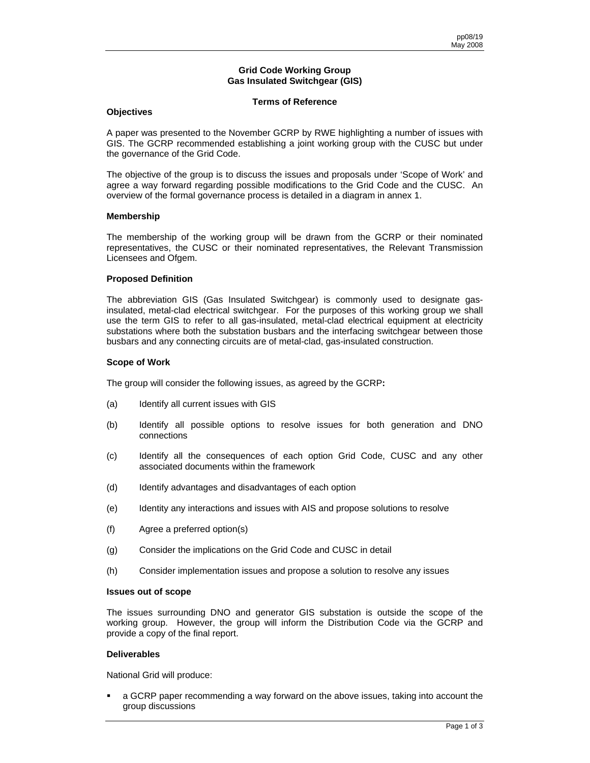**Grid Code Working Group**
**Gas Insulated Switchgear (GIS)**

**Terms of Reference**

**Objectives**

A paper was presented to the November GCRP by RWE highlighting a number of issues with GIS. The GCRP recommended establishing a joint working group with the CUSC but under the governance of the Grid Code.

The objective of the group is to discuss the issues and proposals under 'Scope of Work' and agree a way forward regarding possible modifications to the Grid Code and the CUSC. An overview of the formal governance process is detailed in a diagram in annex 1.

**Membership**

The membership of the working group will be drawn from the GCRP or their nominated representatives, the CUSC or their nominated representatives, the Relevant Transmission Licensees and Ofgem.

**Proposed Definition**

The abbreviation GIS (Gas Insulated Switchgear) is commonly used to designate gas-insulated, metal-clad electrical switchgear. For the purposes of this working group we shall use the term GIS to refer to all gas-insulated, metal-clad electrical equipment at electricity substations where both the substation busbars and the interfacing switchgear between those busbars and any connecting circuits are of metal-clad, gas-insulated construction.

**Scope of Work**

The group will consider the following issues, as agreed by the GCRP**:**

(a) Identify all current issues with GIS

(b) Identify all possible options to resolve issues for both generation and DNO connections

(c) Identify all the consequences of each option Grid Code, CUSC and any other associated documents within the framework

(d) Identify advantages and disadvantages of each option

(e) Identity any interactions and issues with AIS and propose solutions to resolve

(f) Agree a preferred option(s)

(g) Consider the implications on the Grid Code and CUSC in detail

(h) Consider implementation issues and propose a solution to resolve any issues

**Issues out of scope**

The issues surrounding DNO and generator GIS substation is outside the scope of the working group. However, the group will inform the Distribution Code via the GCRP and provide a copy of the final report.

**Deliverables**

National Grid will produce:

- a GCRP paper recommending a way forward on the above issues, taking into account the group discussions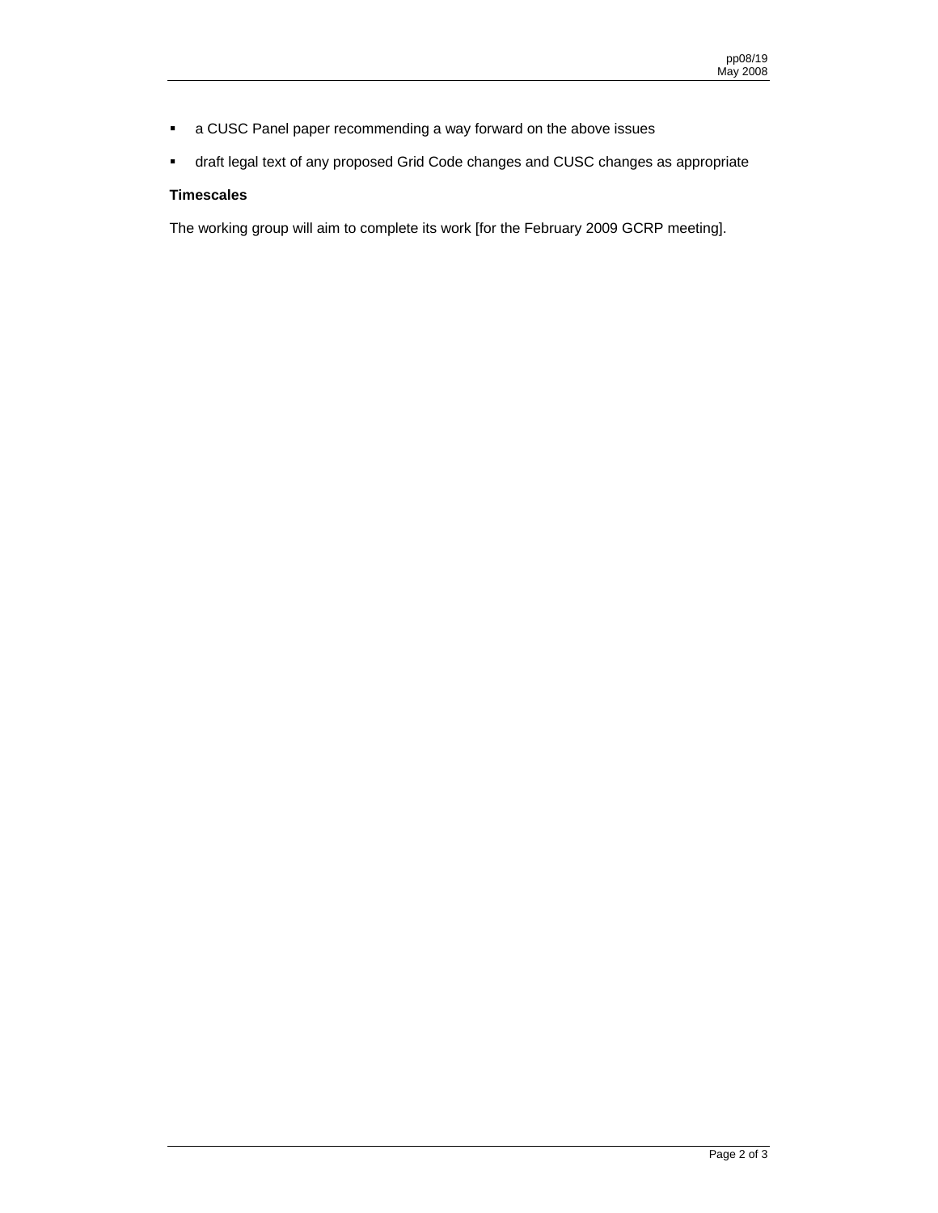- a CUSC Panel paper recommending a way forward on the above issues
- draft legal text of any proposed Grid Code changes and CUSC changes as appropriate

**Timescales**

The working group will aim to complete its work [for the February 2009 GCRP meeting].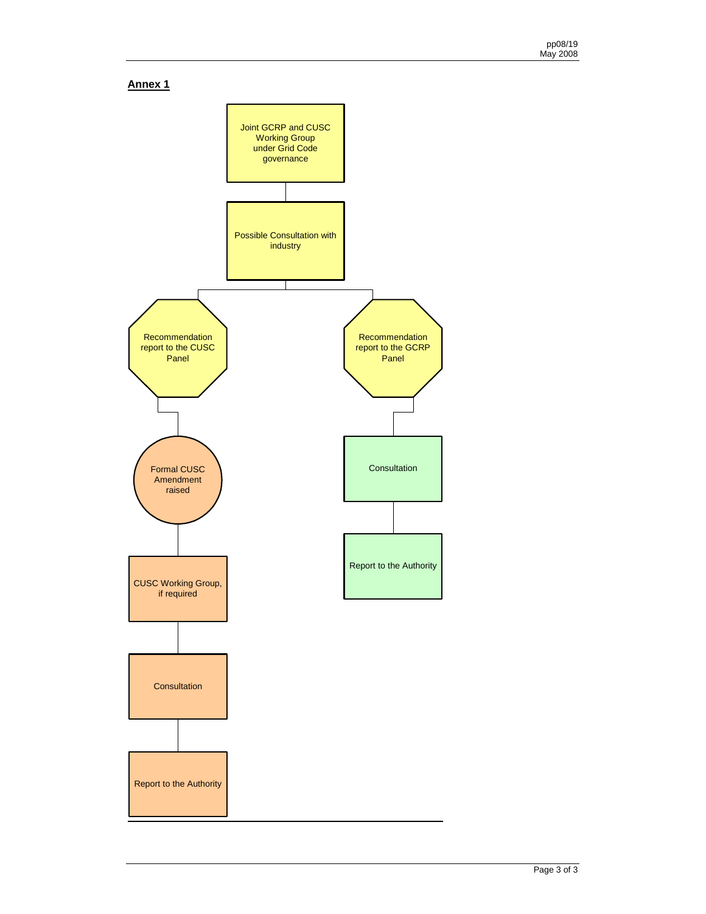## Annex 1

Joint GCRP and CUSC Working Group under Grid Code governance

Possible Consultation with industry

Recommendation report to the CUSC Panel

Formal CUSC Amendment raised

CUSC Working Group, if required

Consultation

Report to the Authority

Recommendation report to the GCRP Panel

Consultation

Report to the Authority